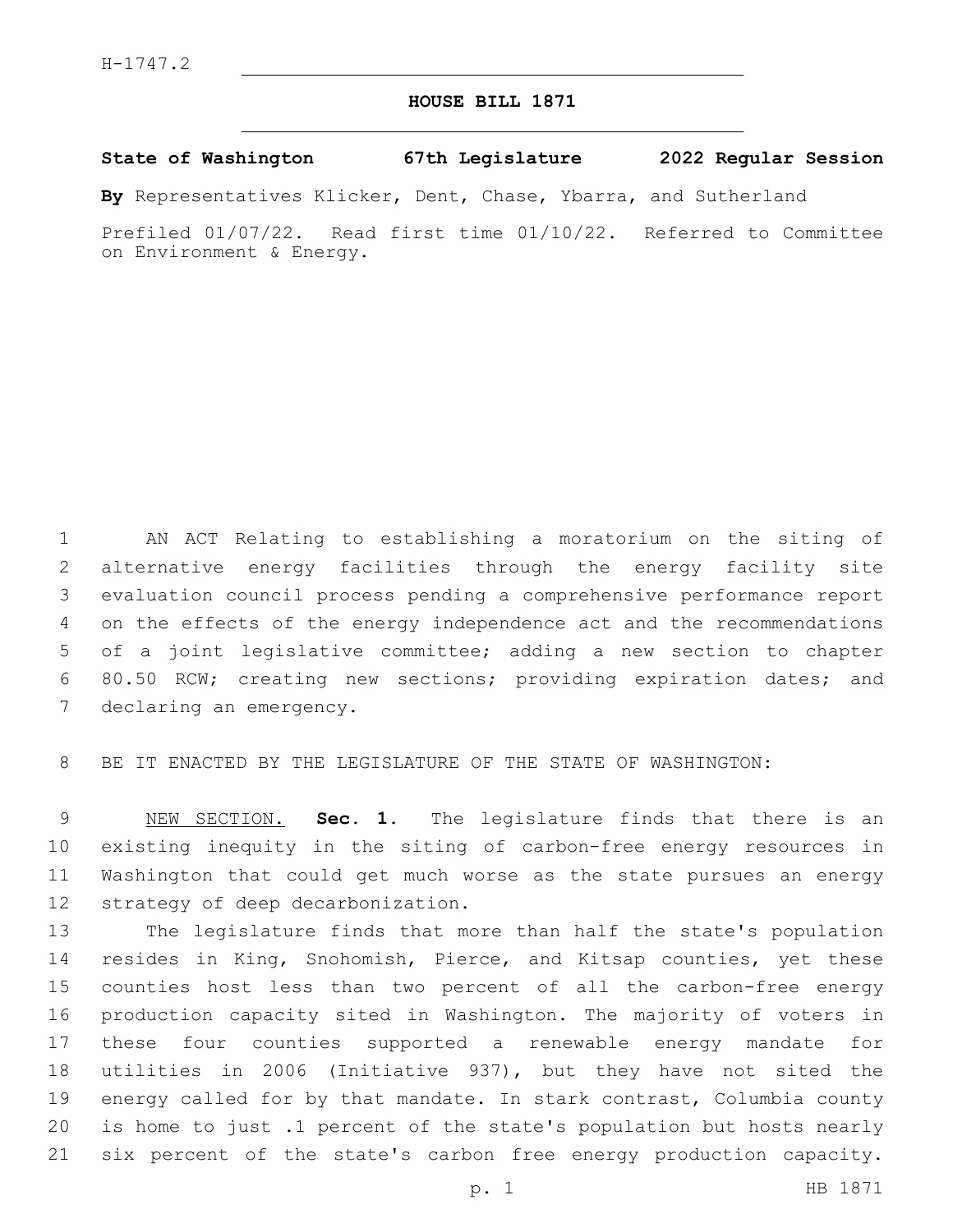H-1747.2

# HOUSE BILL 1871

**State of Washington 67th Legislature 2022 Regular Session**

**By** Representatives Klicker, Dent, Chase, Ybarra, and Sutherland

Prefiled 01/07/22. Read first time 01/10/22. Referred to Committee on Environment & Energy.

AN ACT Relating to establishing a moratorium on the siting of alternative energy facilities through the energy facility site evaluation council process pending a comprehensive performance report on the effects of the energy independence act and the recommendations of a joint legislative committee; adding a new section to chapter 80.50 RCW; creating new sections; providing expiration dates; and declaring an emergency.

BE IT ENACTED BY THE LEGISLATURE OF THE STATE OF WASHINGTON:

NEW SECTION. **Sec. 1.** The legislature finds that there is an existing inequity in the siting of carbon-free energy resources in Washington that could get much worse as the state pursues an energy strategy of deep decarbonization.

The legislature finds that more than half the state's population resides in King, Snohomish, Pierce, and Kitsap counties, yet these counties host less than two percent of all the carbon-free energy production capacity sited in Washington. The majority of voters in these four counties supported a renewable energy mandate for utilities in 2006 (Initiative 937), but they have not sited the energy called for by that mandate. In stark contrast, Columbia county is home to just .1 percent of the state's population but hosts nearly six percent of the state's carbon free energy production capacity.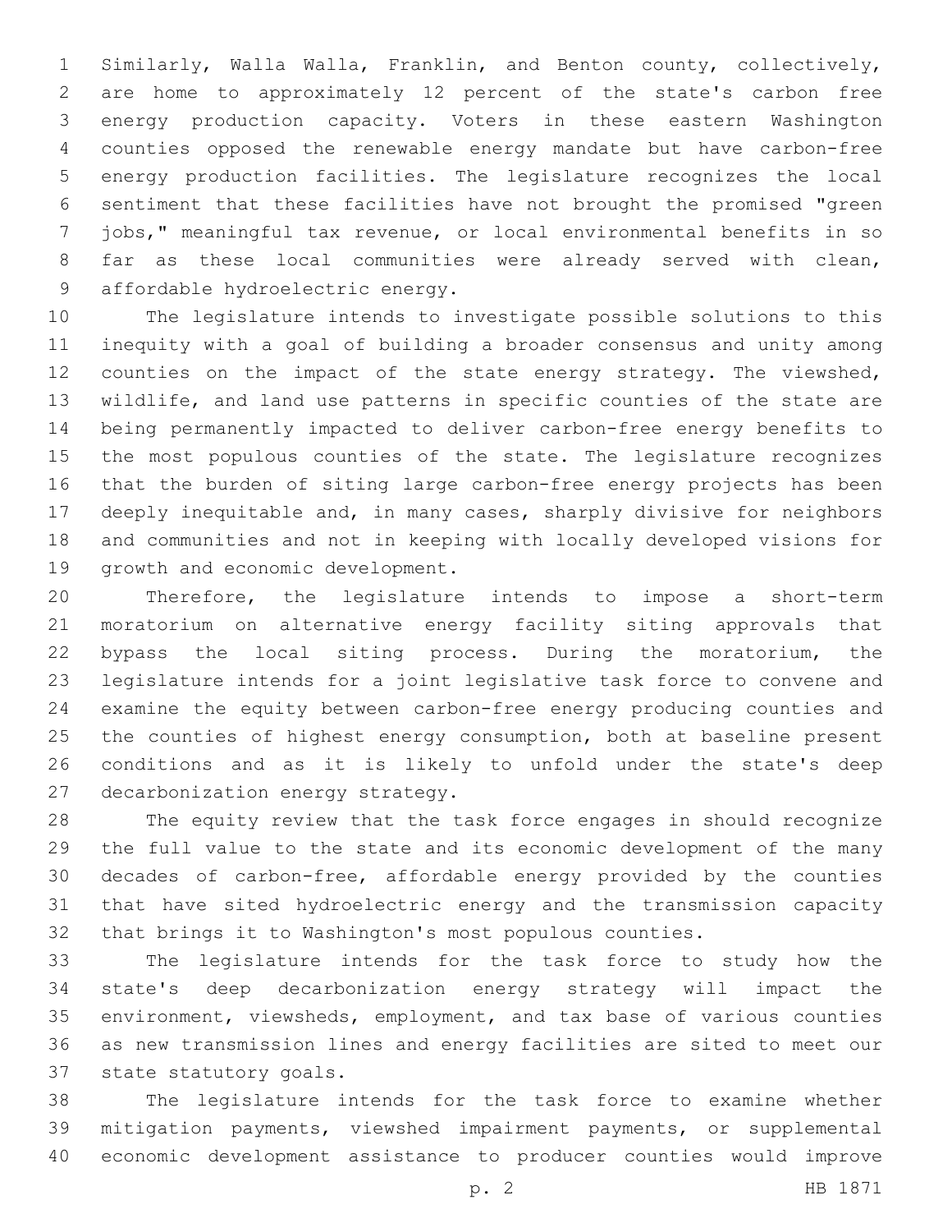Similarly, Walla Walla, Franklin, and Benton county, collectively, are home to approximately 12 percent of the state's carbon free energy production capacity. Voters in these eastern Washington counties opposed the renewable energy mandate but have carbon-free energy production facilities. The legislature recognizes the local sentiment that these facilities have not brought the promised "green jobs," meaningful tax revenue, or local environmental benefits in so far as these local communities were already served with clean, affordable hydroelectric energy.

The legislature intends to investigate possible solutions to this inequity with a goal of building a broader consensus and unity among counties on the impact of the state energy strategy. The viewshed, wildlife, and land use patterns in specific counties of the state are being permanently impacted to deliver carbon-free energy benefits to the most populous counties of the state. The legislature recognizes that the burden of siting large carbon-free energy projects has been deeply inequitable and, in many cases, sharply divisive for neighbors and communities and not in keeping with locally developed visions for growth and economic development.

Therefore, the legislature intends to impose a short-term moratorium on alternative energy facility siting approvals that bypass the local siting process. During the moratorium, the legislature intends for a joint legislative task force to convene and examine the equity between carbon-free energy producing counties and the counties of highest energy consumption, both at baseline present conditions and as it is likely to unfold under the state's deep decarbonization energy strategy.

The equity review that the task force engages in should recognize the full value to the state and its economic development of the many decades of carbon-free, affordable energy provided by the counties that have sited hydroelectric energy and the transmission capacity that brings it to Washington's most populous counties.

The legislature intends for the task force to study how the state's deep decarbonization energy strategy will impact the environment, viewsheds, employment, and tax base of various counties as new transmission lines and energy facilities are sited to meet our state statutory goals.

The legislature intends for the task force to examine whether mitigation payments, viewshed impairment payments, or supplemental economic development assistance to producer counties would improve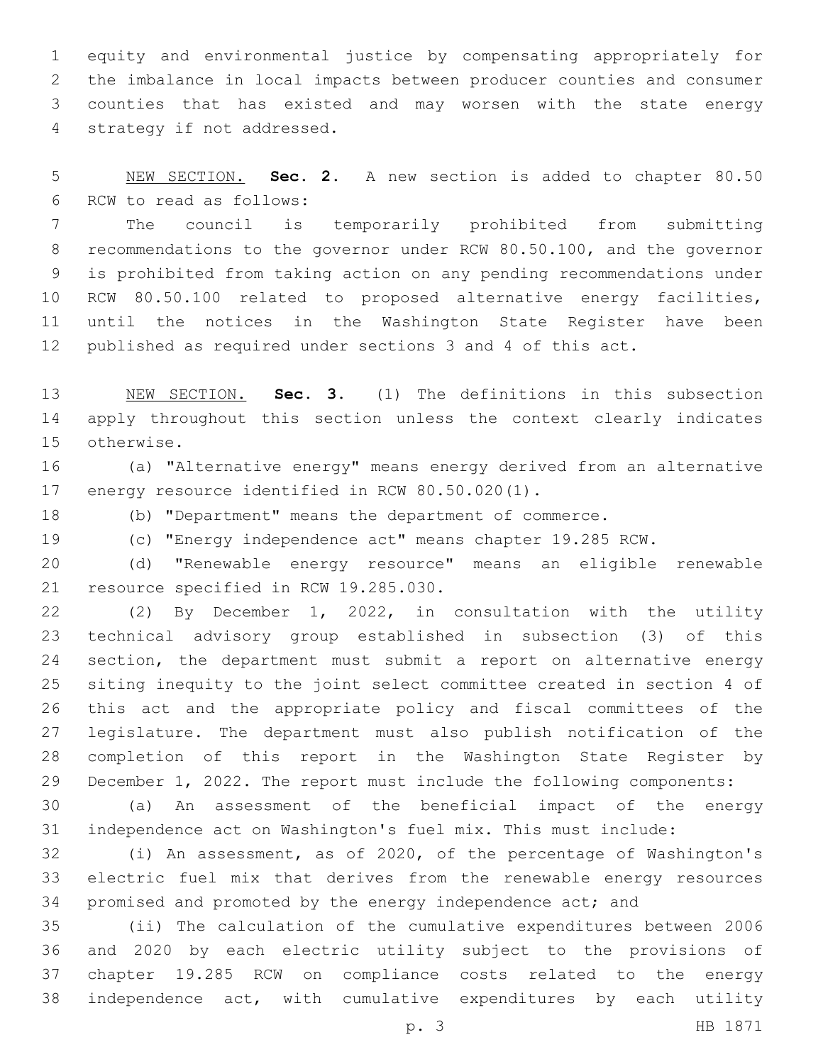equity and environmental justice by compensating appropriately for the imbalance in local impacts between producer counties and consumer counties that has existed and may worsen with the state energy strategy if not addressed.

NEW SECTION. **Sec. 2.** A new section is added to chapter 80.50 RCW to read as follows:

The council is temporarily prohibited from submitting recommendations to the governor under RCW 80.50.100, and the governor is prohibited from taking action on any pending recommendations under RCW 80.50.100 related to proposed alternative energy facilities, until the notices in the Washington State Register have been published as required under sections 3 and 4 of this act.

NEW SECTION. **Sec. 3.** (1) The definitions in this subsection apply throughout this section unless the context clearly indicates otherwise.

(a) "Alternative energy" means energy derived from an alternative energy resource identified in RCW 80.50.020(1).

(b) "Department" means the department of commerce.

(c) "Energy independence act" means chapter 19.285 RCW.

(d) "Renewable energy resource" means an eligible renewable resource specified in RCW 19.285.030.

(2) By December 1, 2022, in consultation with the utility technical advisory group established in subsection (3) of this section, the department must submit a report on alternative energy siting inequity to the joint select committee created in section 4 of this act and the appropriate policy and fiscal committees of the legislature. The department must also publish notification of the completion of this report in the Washington State Register by December 1, 2022. The report must include the following components:

(a) An assessment of the beneficial impact of the energy independence act on Washington's fuel mix. This must include:

(i) An assessment, as of 2020, of the percentage of Washington's electric fuel mix that derives from the renewable energy resources promised and promoted by the energy independence act; and

(ii) The calculation of the cumulative expenditures between 2006 and 2020 by each electric utility subject to the provisions of chapter 19.285 RCW on compliance costs related to the energy independence act, with cumulative expenditures by each utility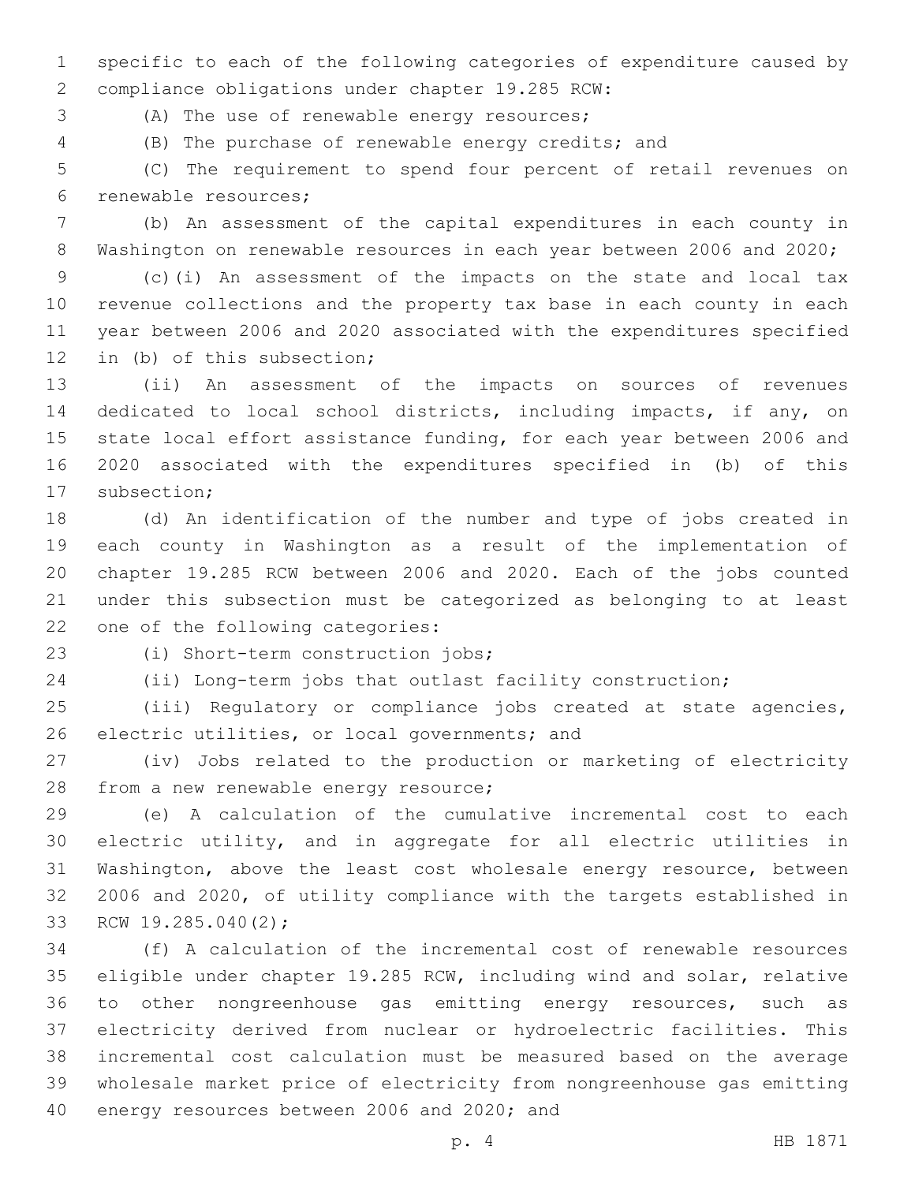specific to each of the following categories of expenditure caused by compliance obligations under chapter 19.285 RCW:

(A) The use of renewable energy resources;

(B) The purchase of renewable energy credits; and

(C) The requirement to spend four percent of retail revenues on renewable resources;

(b) An assessment of the capital expenditures in each county in Washington on renewable resources in each year between 2006 and 2020;

(c)(i) An assessment of the impacts on the state and local tax revenue collections and the property tax base in each county in each year between 2006 and 2020 associated with the expenditures specified in (b) of this subsection;

(ii) An assessment of the impacts on sources of revenues dedicated to local school districts, including impacts, if any, on state local effort assistance funding, for each year between 2006 and 2020 associated with the expenditures specified in (b) of this subsection;

(d) An identification of the number and type of jobs created in each county in Washington as a result of the implementation of chapter 19.285 RCW between 2006 and 2020. Each of the jobs counted under this subsection must be categorized as belonging to at least one of the following categories:

(i) Short-term construction jobs;

(ii) Long-term jobs that outlast facility construction;

(iii) Regulatory or compliance jobs created at state agencies, electric utilities, or local governments; and

(iv) Jobs related to the production or marketing of electricity from a new renewable energy resource;

(e) A calculation of the cumulative incremental cost to each electric utility, and in aggregate for all electric utilities in Washington, above the least cost wholesale energy resource, between 2006 and 2020, of utility compliance with the targets established in RCW 19.285.040(2);

(f) A calculation of the incremental cost of renewable resources eligible under chapter 19.285 RCW, including wind and solar, relative to other nongreenhouse gas emitting energy resources, such as electricity derived from nuclear or hydroelectric facilities. This incremental cost calculation must be measured based on the average wholesale market price of electricity from nongreenhouse gas emitting energy resources between 2006 and 2020; and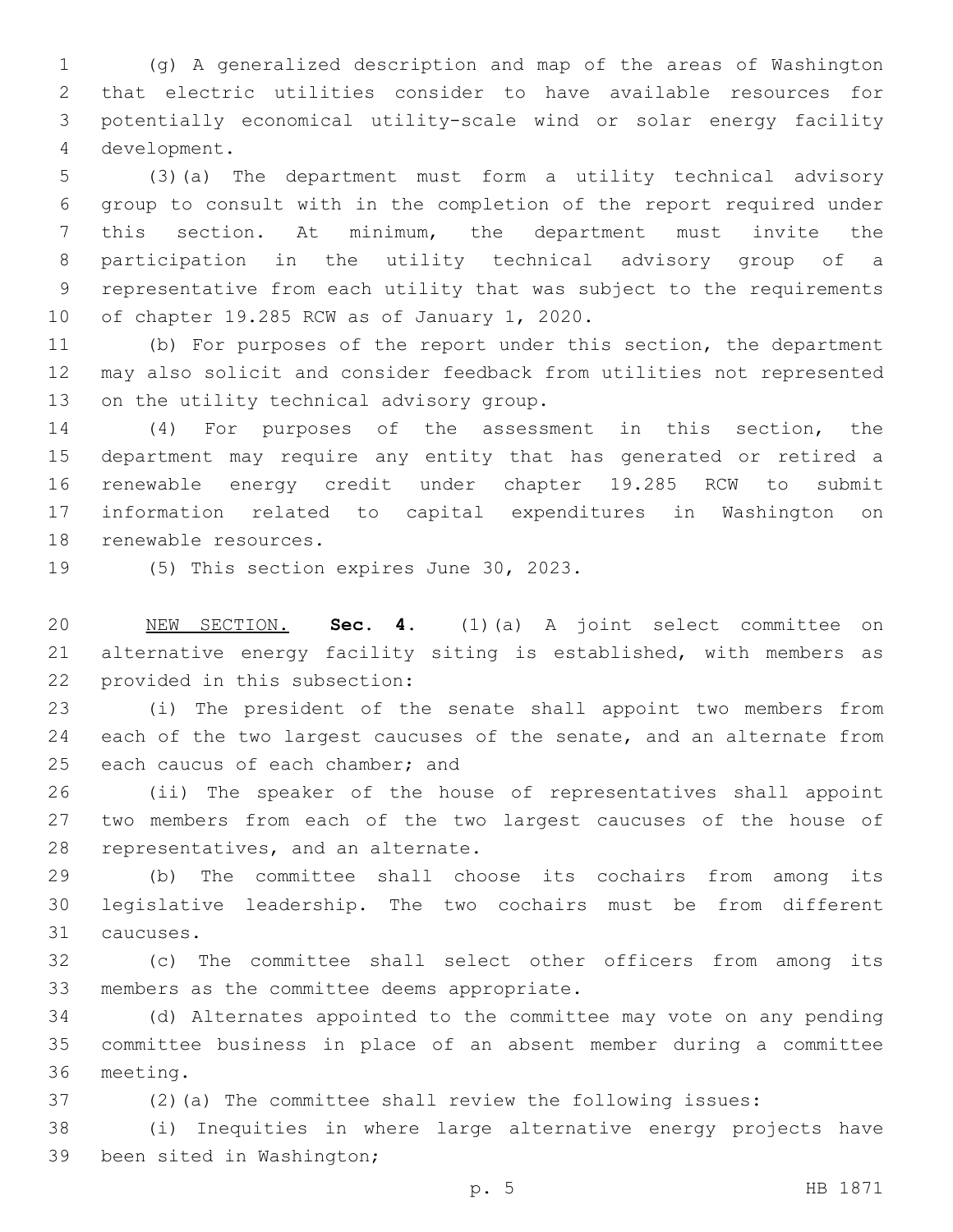(g) A generalized description and map of the areas of Washington that electric utilities consider to have available resources for potentially economical utility-scale wind or solar energy facility development.

(3)(a) The department must form a utility technical advisory group to consult with in the completion of the report required under this section. At minimum, the department must invite the participation in the utility technical advisory group of a representative from each utility that was subject to the requirements of chapter 19.285 RCW as of January 1, 2020.

(b) For purposes of the report under this section, the department may also solicit and consider feedback from utilities not represented on the utility technical advisory group.

(4) For purposes of the assessment in this section, the department may require any entity that has generated or retired a renewable energy credit under chapter 19.285 RCW to submit information related to capital expenditures in Washington on renewable resources.

(5) This section expires June 30, 2023.

NEW SECTION. **Sec. 4.** (1)(a) A joint select committee on alternative energy facility siting is established, with members as provided in this subsection:

(i) The president of the senate shall appoint two members from each of the two largest caucuses of the senate, and an alternate from each caucus of each chamber; and

(ii) The speaker of the house of representatives shall appoint two members from each of the two largest caucuses of the house of representatives, and an alternate.

(b) The committee shall choose its cochairs from among its legislative leadership. The two cochairs must be from different caucuses.

(c) The committee shall select other officers from among its members as the committee deems appropriate.

(d) Alternates appointed to the committee may vote on any pending committee business in place of an absent member during a committee meeting.

(2)(a) The committee shall review the following issues:

(i) Inequities in where large alternative energy projects have been sited in Washington;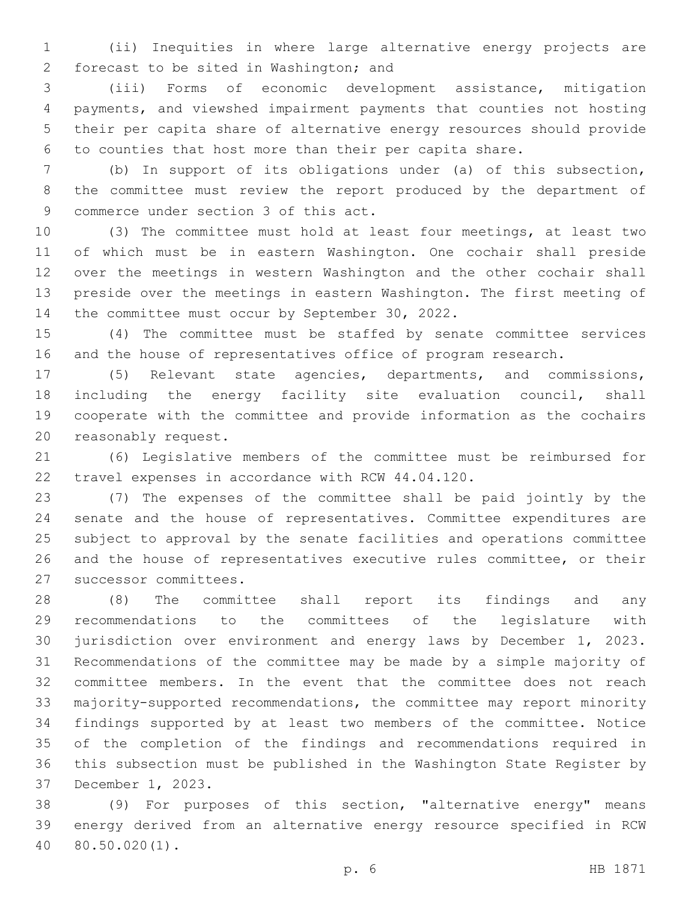(ii) Inequities in where large alternative energy projects are forecast to be sited in Washington; and

(iii) Forms of economic development assistance, mitigation payments, and viewshed impairment payments that counties not hosting their per capita share of alternative energy resources should provide to counties that host more than their per capita share.

(b) In support of its obligations under (a) of this subsection, the committee must review the report produced by the department of commerce under section 3 of this act.

(3) The committee must hold at least four meetings, at least two of which must be in eastern Washington. One cochair shall preside over the meetings in western Washington and the other cochair shall preside over the meetings in eastern Washington. The first meeting of the committee must occur by September 30, 2022.

(4) The committee must be staffed by senate committee services and the house of representatives office of program research.

(5) Relevant state agencies, departments, and commissions, including the energy facility site evaluation council, shall cooperate with the committee and provide information as the cochairs reasonably request.

(6) Legislative members of the committee must be reimbursed for travel expenses in accordance with RCW 44.04.120.

(7) The expenses of the committee shall be paid jointly by the senate and the house of representatives. Committee expenditures are subject to approval by the senate facilities and operations committee and the house of representatives executive rules committee, or their successor committees.

(8) The committee shall report its findings and any recommendations to the committees of the legislature with jurisdiction over environment and energy laws by December 1, 2023. Recommendations of the committee may be made by a simple majority of committee members. In the event that the committee does not reach majority-supported recommendations, the committee may report minority findings supported by at least two members of the committee. Notice of the completion of the findings and recommendations required in this subsection must be published in the Washington State Register by December 1, 2023.

(9) For purposes of this section, "alternative energy" means energy derived from an alternative energy resource specified in RCW 80.50.020(1).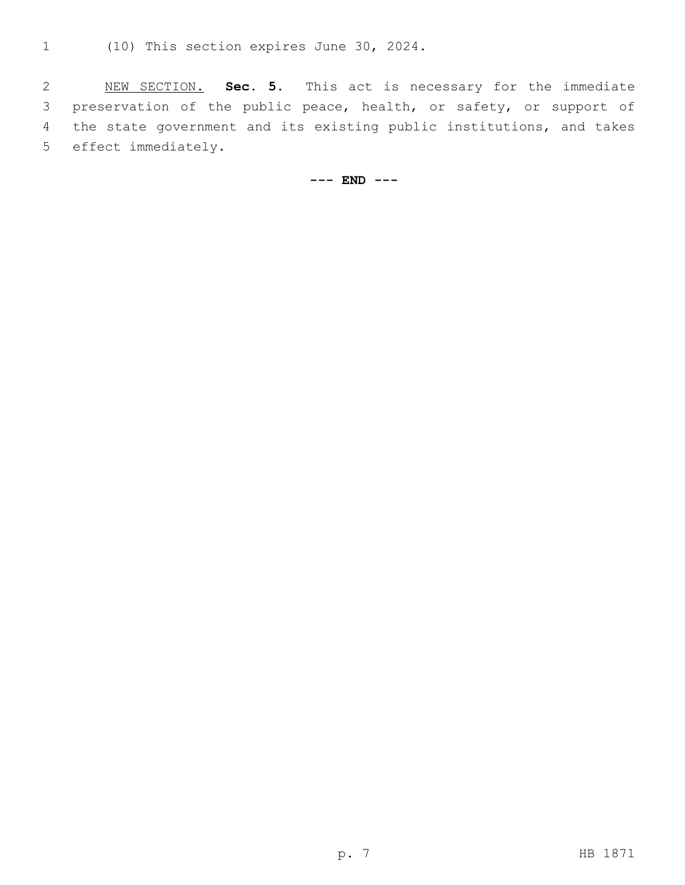(10) This section expires June 30, 2024.

NEW SECTION. **Sec. 5.** This act is necessary for the immediate preservation of the public peace, health, or safety, or support of the state government and its existing public institutions, and takes effect immediately.

**--- END ---**